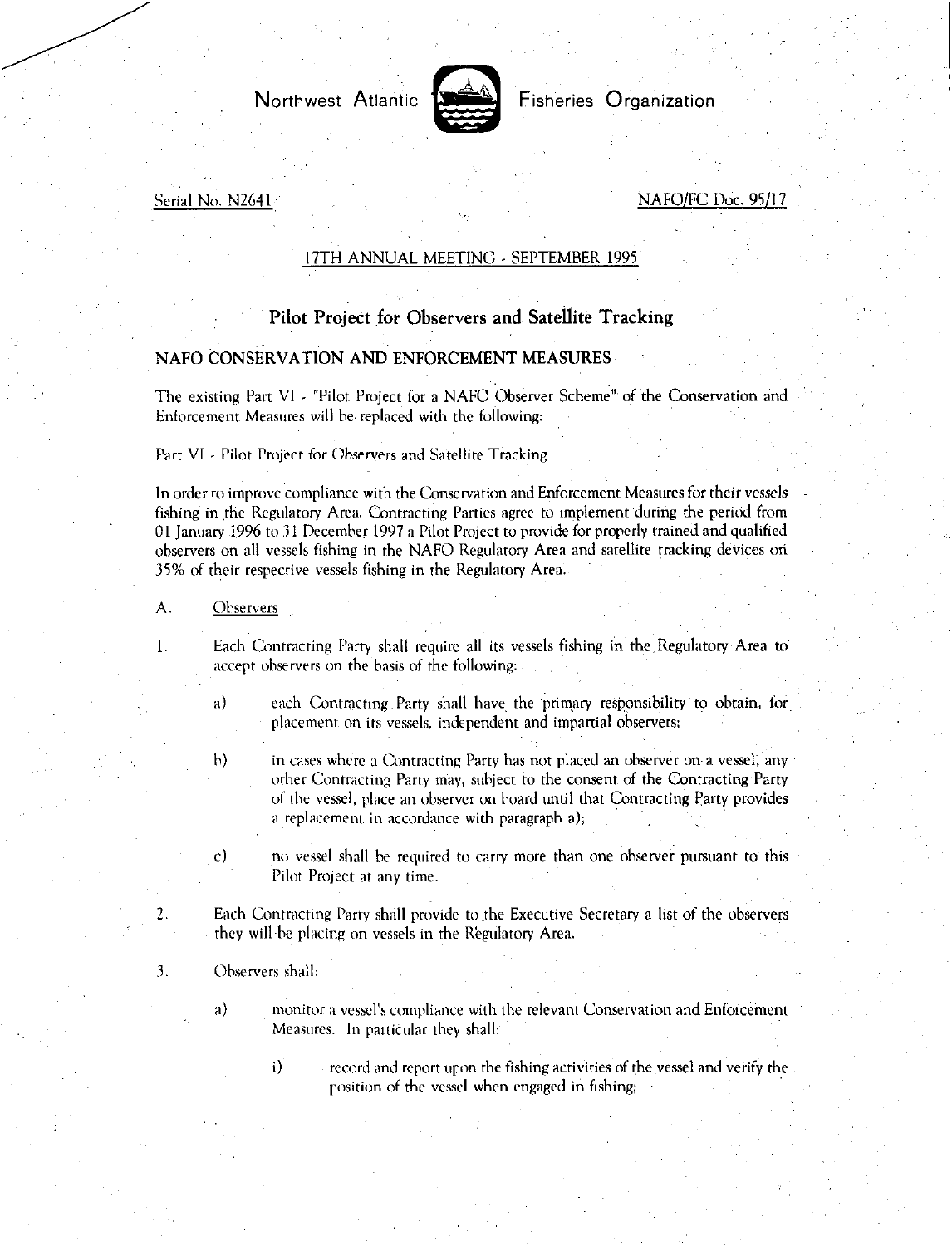Northwest Atlantic Fisheries Organization

Serial No. N2641

NAFO/FC Doc. 95/17

17TH ANNUAL MEETING - SEPTEMBER 1995

# Pilot Project for Observers and Satellite Tracking

## NAFO CONSERVATION AND ENFORCEMENT MEASURES

The existing Part VI - "Pilot Project for a NAFO Observer Scheme" of the Conservation and Enforcement Measures will be replaced with the following:

Part VI - Pilot Project for Observers and Satellite Tracking

In order to improve compliance with the Conservation and Enforcement Measures for their vessels fishing in the Regulatory Area, Contracting Parties agree to implement during the period from 01 January 1996 to 31 December 1997 a Pilot Project to provide for properly trained and qualified observers on all vessels fishing in the NAFO Regulatory Area and satellite tracking devices on 35% of their respective vessels fishing in the Regulatory Area.

A. Observers

1. Each Contracting Party shall require all its vessels fishing in the Regulatory Area to accept observers on the basis of the following:

   a) each Contracting Party shall have the primary responsibility to obtain, for placement on its vessels, independent and impartial observers;

   b) in cases where a Contracting Party has not placed an observer on a vessel, any other Contracting Party may, subject to the consent of the Contracting Party of the vessel, place an observer on board until that Contracting Party provides a replacement in accordance with paragraph a);

   c) no vessel shall be required to carry more than one observer pursuant to this Pilot Project at any time.

2. Each Contracting Party shall provide to the Executive Secretary a list of the observers they will be placing on vessels in the Regulatory Area.

3. Observers shall:

   a) monitor a vessel's compliance with the relevant Conservation and Enforcement Measures. In particular they shall:

      i) record and report upon the fishing activities of the vessel and verify the position of the vessel when engaged in fishing;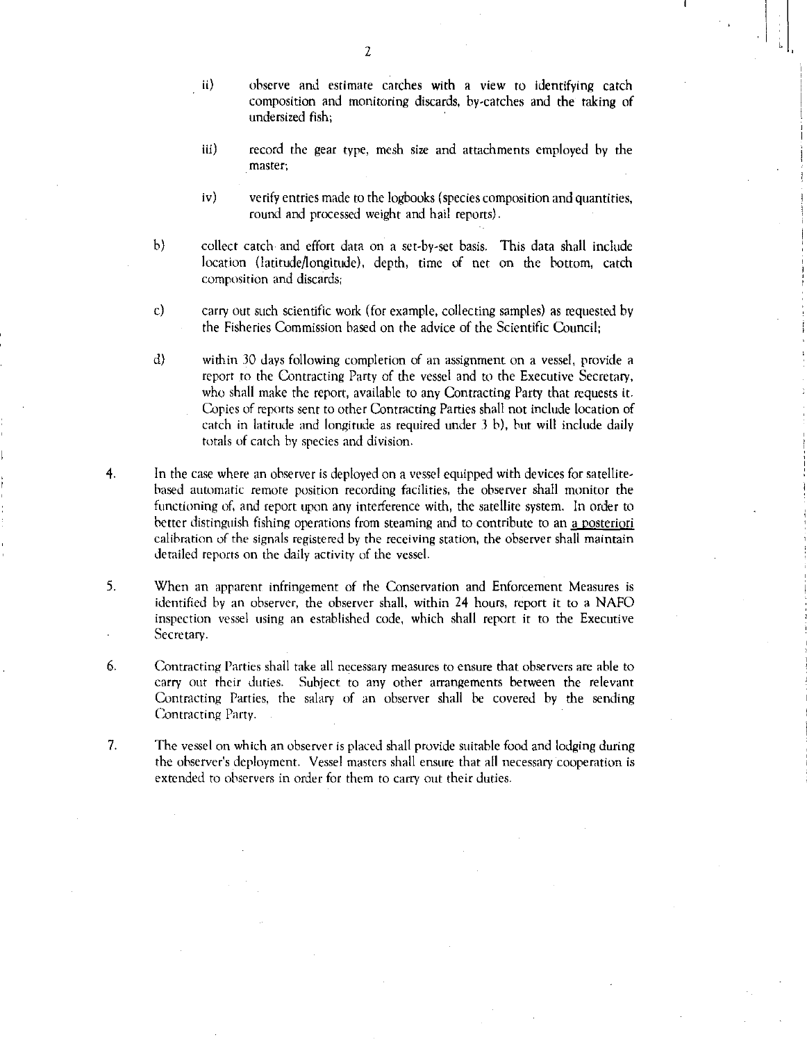ii) observe and estimate catches with a view to identifying catch composition and monitoring discards, by-catches and the taking of undersized fish;

iii) record the gear type, mesh size and attachments employed by the master;

iv) verify entries made to the logbooks (species composition and quantities, round and processed weight and hail reports).

b) collect catch and effort data on a set-by-set basis. This data shall include location (latitude/longitude), depth, time of net on the bottom, catch composition and discards;

c) carry out such scientific work (for example, collecting samples) as requested by the Fisheries Commission based on the advice of the Scientific Council;

d) within 30 days following completion of an assignment on a vessel, provide a report to the Contracting Party of the vessel and to the Executive Secretary, who shall make the report, available to any Contracting Party that requests it. Copies of reports sent to other Contracting Parties shall not include location of catch in latitude and longitude as required under 3 b), but will include daily totals of catch by species and division.

4. In the case where an observer is deployed on a vessel equipped with devices for satellite-based automatic remote position recording facilities, the observer shall monitor the functioning of, and report upon any interference with, the satellite system. In order to better distinguish fishing operations from steaming and to contribute to an a posteriori calibration of the signals registered by the receiving station, the observer shall maintain detailed reports on the daily activity of the vessel.

5. When an apparent infringement of the Conservation and Enforcement Measures is identified by an observer, the observer shall, within 24 hours, report it to a NAFO inspection vessel using an established code, which shall report it to the Executive Secretary.

6. Contracting Parties shall take all necessary measures to ensure that observers are able to carry out their duties. Subject to any other arrangements between the relevant Contracting Parties, the salary of an observer shall be covered by the sending Contracting Party.

7. The vessel on which an observer is placed shall provide suitable food and lodging during the observer's deployment. Vessel masters shall ensure that all necessary cooperation is extended to observers in order for them to carry out their duties.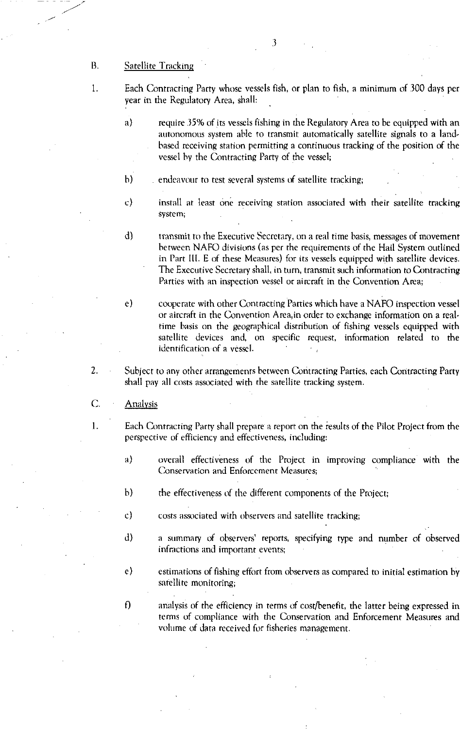## B. Satellite Tracking

1. Each Contracting Party whose vessels fish, or plan to fish, a minimum of 300 days per year in the Regulatory Area, shall:

   a) require 35% of its vessels fishing in the Regulatory Area to be equipped with an autonomous system able to transmit automatically satellite signals to a land-based receiving station permitting a continuous tracking of the position of the vessel by the Contracting Party of the vessel;

   b) endeavour to test several systems of satellite tracking;

   c) install at least one receiving station associated with their satellite tracking system;

   d) transmit to the Executive Secretary, on a real time basis, messages of movement between NAFO divisions (as per the requirements of the Hail System outlined in Part III. E of these Measures) for its vessels equipped with satellite devices. The Executive Secretary shall, in turn, transmit such information to Contracting Parties with an inspection vessel or aircraft in the Convention Area;

   e) cooperate with other Contracting Parties which have a NAFO inspection vessel or aircraft in the Convention Area,in order to exchange information on a real-time basis on the geographical distribution of fishing vessels equipped with satellite devices and, on specific request, information related to the identification of a vessel.

2. Subject to any other arrangements between Contracting Parties, each Contracting Party shall pay all costs associated with the satellite tracking system.

## C. Analysis

1. Each Contracting Party shall prepare a report on the results of the Pilot Project from the perspective of efficiency and effectiveness, including:

   a) overall effectiveness of the Project in improving compliance with the Conservation and Enforcement Measures;

   b) the effectiveness of the different components of the Project;

   c) costs associated with observers and satellite tracking;

   d) a summary of observers' reports, specifying type and number of observed infractions and important events;

   e) estimations of fishing effort from observers as compared to initial estimation by satellite monitoring;

   f) analysis of the efficiency in terms of cost/benefit, the latter being expressed in terms of compliance with the Conservation and Enforcement Measures and volume of data received for fisheries management.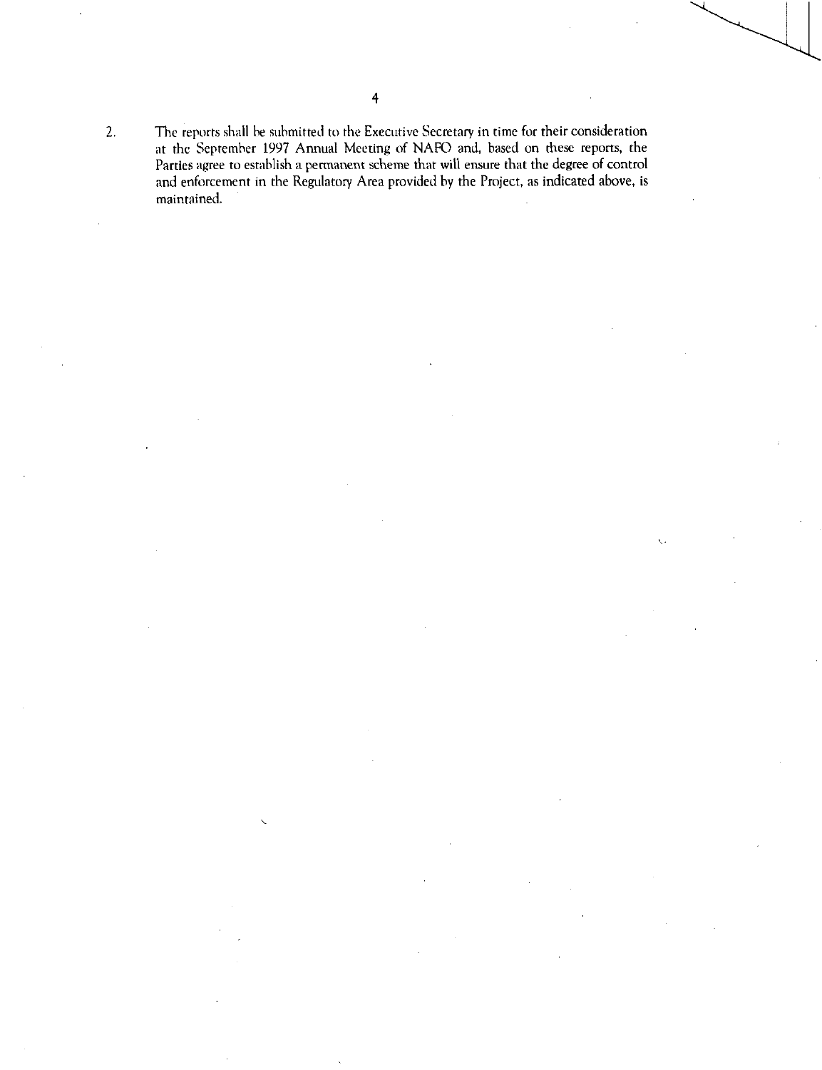2. The reports shall be submitted to the Executive Secretary in time for their consideration at the September 1997 Annual Meeting of NAFO and, based on these reports, the Parties agree to establish a permanent scheme that will ensure that the degree of control and enforcement in the Regulatory Area provided by the Project, as indicated above, is maintained.